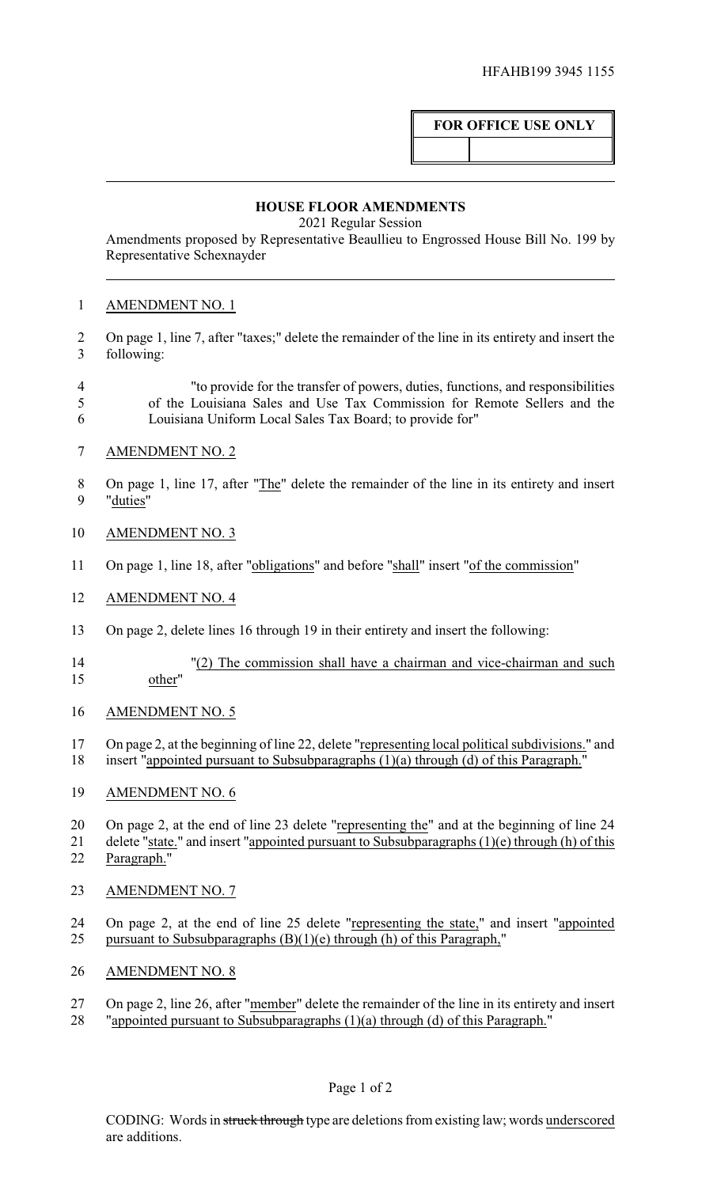HFAHB199 3945 1155

**FOR OFFICE USE ONLY**

## HOUSE FLOOR AMENDMENTS

2021 Regular Session

Amendments proposed by Representative Beaullieu to Engrossed House Bill No. 199 by Representative Schexnayder

AMENDMENT NO. 1

On page 1, line 7, after "taxes;" delete the remainder of the line in its entirety and insert the following:

"to provide for the transfer of powers, duties, functions, and responsibilities of the Louisiana Sales and Use Tax Commission for Remote Sellers and the Louisiana Uniform Local Sales Tax Board; to provide for"

AMENDMENT NO. 2

On page 1, line 17, after "<u>The</u>" delete the remainder of the line in its entirety and insert "<u>duties</u>"

AMENDMENT NO. 3

On page 1, line 18, after "<u>obligations</u>" and before "<u>shall</u>" insert "<u>of the commission</u>"

AMENDMENT NO. 4

On page 2, delete lines 16 through 19 in their entirety and insert the following:

"<u>(2) The commission shall have a chairman and vice-chairman and such other</u>"

AMENDMENT NO. 5

On page 2, at the beginning of line 22, delete "<u>representing local political subdivisions.</u>" and insert "<u>appointed pursuant to Subsubparagraphs (1)(a) through (d) of this Paragraph.</u>"

AMENDMENT NO. 6

On page 2, at the end of line 23 delete "<u>representing the</u>" and at the beginning of line 24 delete "<u>state.</u>" and insert "<u>appointed pursuant to Subsubparagraphs (1)(e) through (h) of this Paragraph.</u>"

AMENDMENT NO. 7

On page 2, at the end of line 25 delete "<u>representing the state,</u>" and insert "<u>appointed pursuant to Subsubparagraphs (B)(1)(e) through (h) of this Paragraph,</u>"

AMENDMENT NO. 8

On page 2, line 26, after "<u>member</u>" delete the remainder of the line in its entirety and insert "<u>appointed pursuant to Subsubparagraphs (1)(a) through (d) of this Paragraph.</u>"

CODING: Words in ~~struck through~~ type are deletions from existing law; words <u>underscored</u> are additions.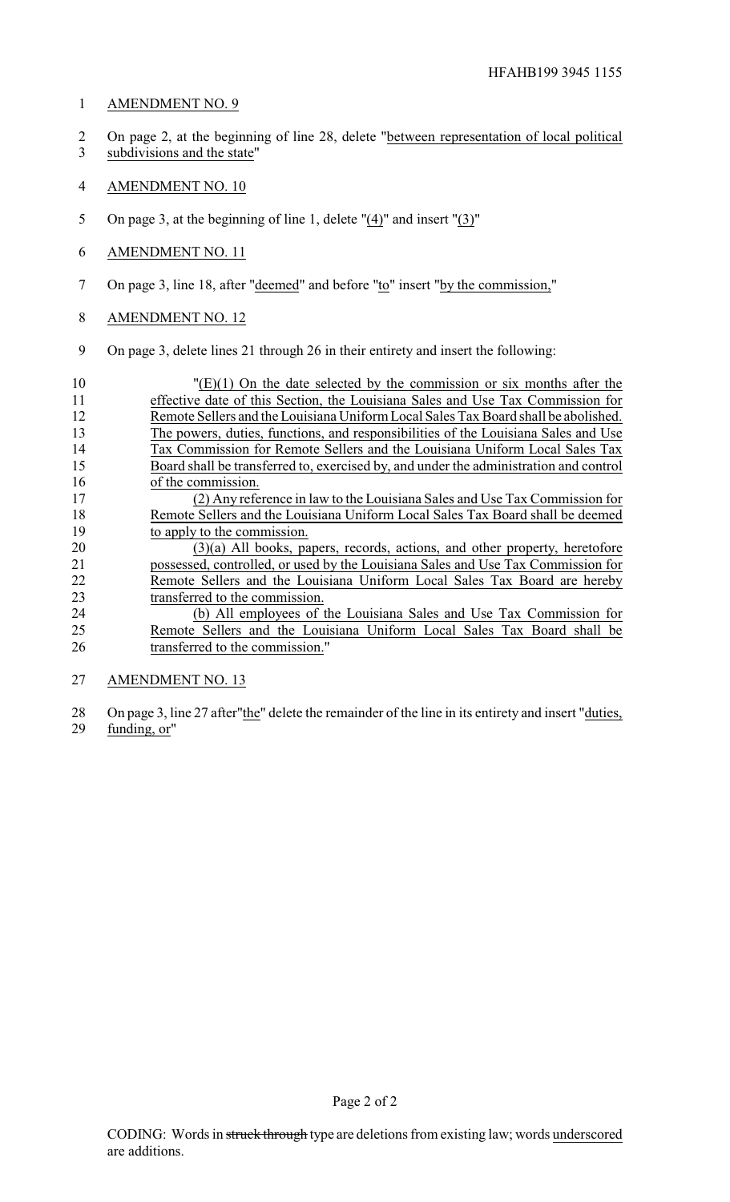AMENDMENT NO. 9

On page 2, at the beginning of line 28, delete "between representation of local political subdivisions and the state"

AMENDMENT NO. 10

On page 3, at the beginning of line 1, delete "(4)" and insert "(3)"

AMENDMENT NO. 11

On page 3, line 18, after "deemed" and before "to" insert "by the commission,"

AMENDMENT NO. 12

On page 3, delete lines 21 through 26 in their entirety and insert the following:

"(E)(1) On the date selected by the commission or six months after the effective date of this Section, the Louisiana Sales and Use Tax Commission for Remote Sellers and the Louisiana Uniform Local Sales Tax Board shall be abolished. The powers, duties, functions, and responsibilities of the Louisiana Sales and Use Tax Commission for Remote Sellers and the Louisiana Uniform Local Sales Tax Board shall be transferred to, exercised by, and under the administration and control of the commission.

(2) Any reference in law to the Louisiana Sales and Use Tax Commission for Remote Sellers and the Louisiana Uniform Local Sales Tax Board shall be deemed to apply to the commission.

(3)(a) All books, papers, records, actions, and other property, heretofore possessed, controlled, or used by the Louisiana Sales and Use Tax Commission for Remote Sellers and the Louisiana Uniform Local Sales Tax Board are hereby transferred to the commission.

(b) All employees of the Louisiana Sales and Use Tax Commission for Remote Sellers and the Louisiana Uniform Local Sales Tax Board shall be transferred to the commission."

AMENDMENT NO. 13

On page 3, line 27 after "the" delete the remainder of the line in its entirety and insert "duties, funding, or"

CODING: Words in ~~struck through~~ type are deletions from existing law; words underscored are additions.